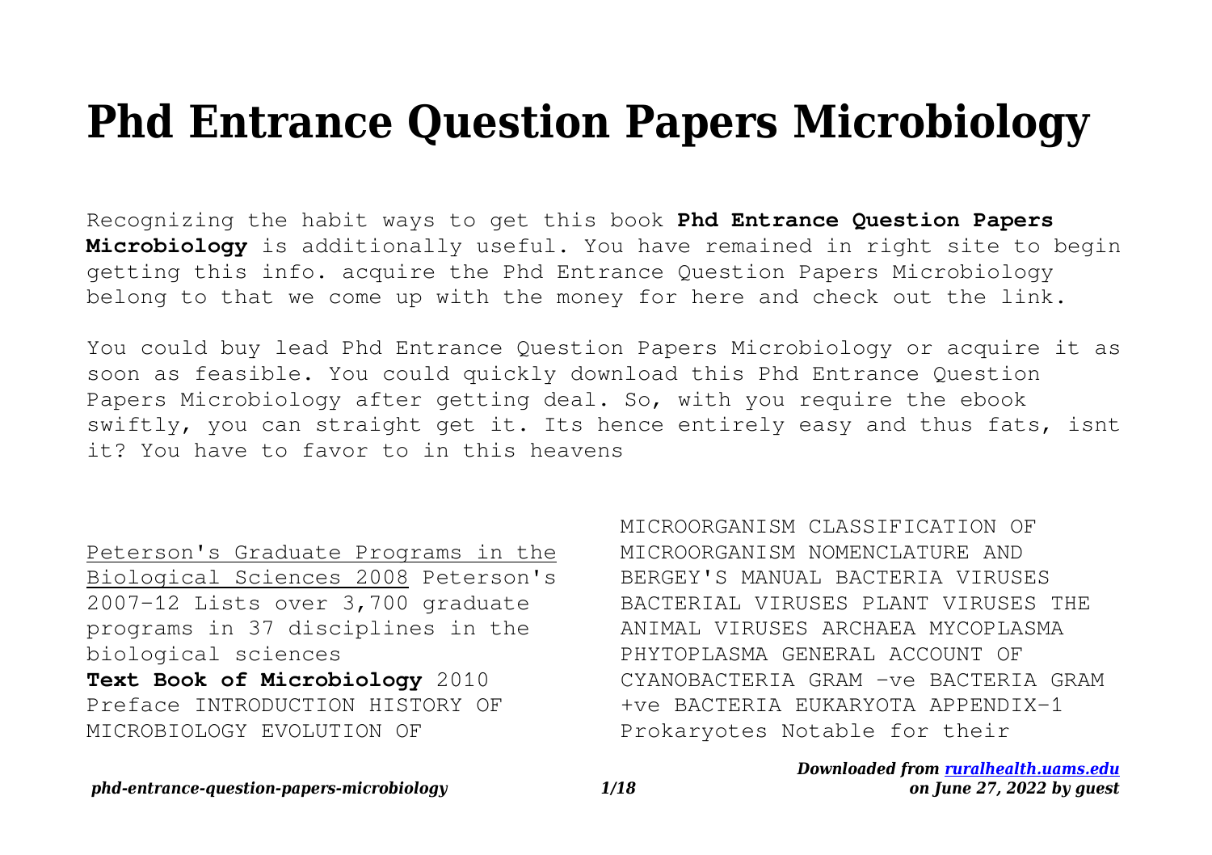# Phd Entrance Question Papers Microbiology

Recognizing the habit ways to get this book **Phd Entrance Question Papers Microbiology** is additionally useful. You have remained in right site to begin getting this info. acquire the Phd Entrance Question Papers Microbiology belong to that we come up with the money for here and check out the link.

You could buy lead Phd Entrance Question Papers Microbiology or acquire it as soon as feasible. You could quickly download this Phd Entrance Question Papers Microbiology after getting deal. So, with you require the ebook swiftly, you can straight get it. Its hence entirely easy and thus fats, isnt it? You have to favor to in this heavens

Peterson's Graduate Programs in the Biological Sciences 2008 Peterson's 2007-12 Lists over 3,700 graduate programs in 37 disciplines in the biological sciences

**Text Book of Microbiology** 2010 Preface INTRODUCTION HISTORY OF MICROBIOLOGY EVOLUTION OF MICROORGANISM CLASSIFICATION OF MICROORGANISM NOMENCLATURE AND BERGEY'S MANUAL BACTERIA VIRUSES BACTERIAL VIRUSES PLANT VIRUSES THE ANIMAL VIRUSES ARCHAEA MYCOPLASMA PHYTOPLASMA GENERAL ACCOUNT OF CYANOBACTERIA GRAM -ve BACTERIA GRAM +ve BACTERIA EUKARYOTA APPENDIX-1 Prokaryotes Notable for their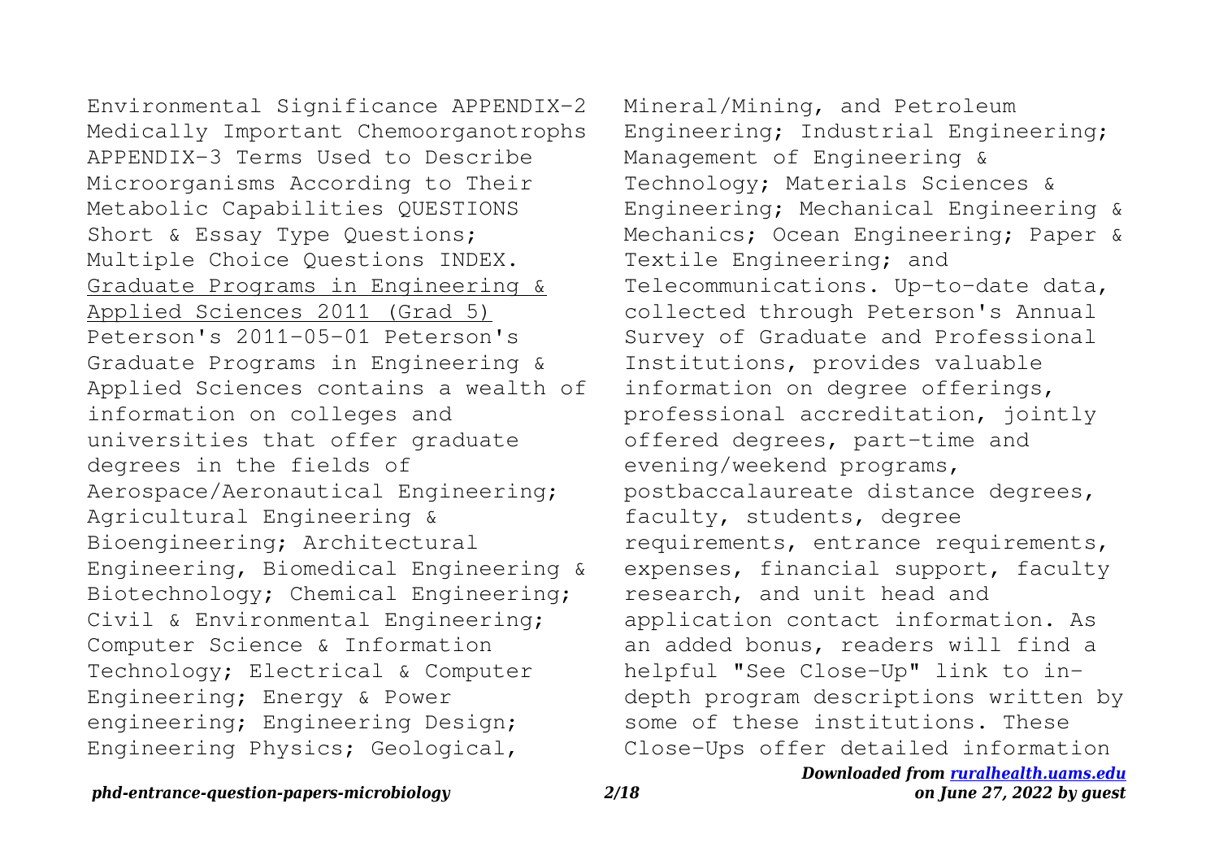Environmental Significance APPENDIX-2 Medically Important Chemoorganotrophs APPENDIX-3 Terms Used to Describe Microorganisms According to Their Metabolic Capabilities QUESTIONS Short & Essay Type Questions; Multiple Choice Questions INDEX.

Graduate Programs in Engineering & Applied Sciences 2011 (Grad 5)

Peterson's 2011-05-01 Peterson's Graduate Programs in Engineering & Applied Sciences contains a wealth of information on colleges and universities that offer graduate degrees in the fields of Aerospace/Aeronautical Engineering; Agricultural Engineering & Bioengineering; Architectural Engineering, Biomedical Engineering & Biotechnology; Chemical Engineering; Civil & Environmental Engineering; Computer Science & Information Technology; Electrical & Computer Engineering; Energy & Power engineering; Engineering Design; Engineering Physics; Geological, Mineral/Mining, and Petroleum Engineering; Industrial Engineering; Management of Engineering & Technology; Materials Sciences & Engineering; Mechanical Engineering & Mechanics; Ocean Engineering; Paper & Textile Engineering; and Telecommunications. Up-to-date data, collected through Peterson's Annual Survey of Graduate and Professional Institutions, provides valuable information on degree offerings, professional accreditation, jointly offered degrees, part-time and evening/weekend programs, postbaccalaureate distance degrees, faculty, students, degree requirements, entrance requirements, expenses, financial support, faculty research, and unit head and application contact information. As an added bonus, readers will find a helpful "See Close-Up" link to in-depth program descriptions written by some of these institutions. These Close-Ups offer detailed information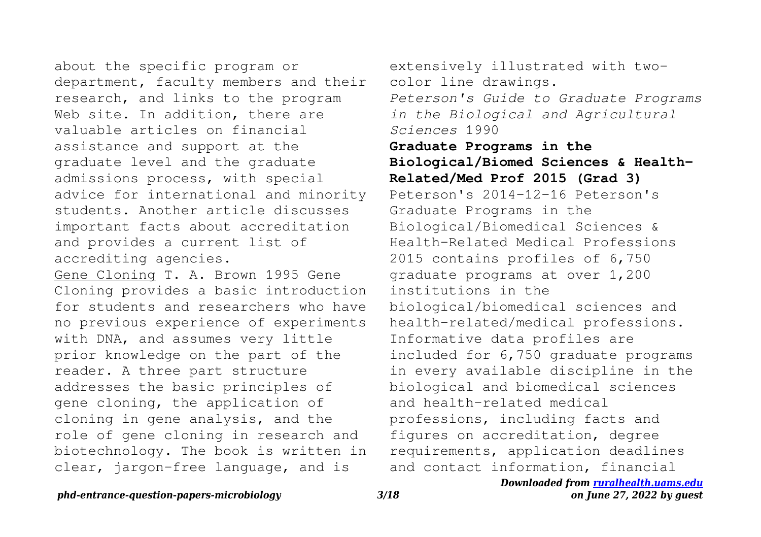about the specific program or department, faculty members and their research, and links to the program Web site. In addition, there are valuable articles on financial assistance and support at the graduate level and the graduate admissions process, with special advice for international and minority students. Another article discusses important facts about accreditation and provides a current list of accrediting agencies.

Gene Cloning T. A. Brown 1995 Gene Cloning provides a basic introduction for students and researchers who have no previous experience of experiments with DNA, and assumes very little prior knowledge on the part of the reader. A three part structure addresses the basic principles of gene cloning, the application of cloning in gene analysis, and the role of gene cloning in research and biotechnology. The book is written in clear, jargon-free language, and is extensively illustrated with two-color line drawings.

*Peterson's Guide to Graduate Programs in the Biological and Agricultural Sciences* 1990

**Graduate Programs in the Biological/Biomed Sciences & Health-Related/Med Prof 2015 (Grad 3)** Peterson's 2014-12-16 Peterson's Graduate Programs in the Biological/Biomedical Sciences & Health-Related Medical Professions 2015 contains profiles of 6,750 graduate programs at over 1,200 institutions in the biological/biomedical sciences and health-related/medical professions. Informative data profiles are included for 6,750 graduate programs in every available discipline in the biological and biomedical sciences and health-related medical professions, including facts and figures on accreditation, degree requirements, application deadlines and contact information, financial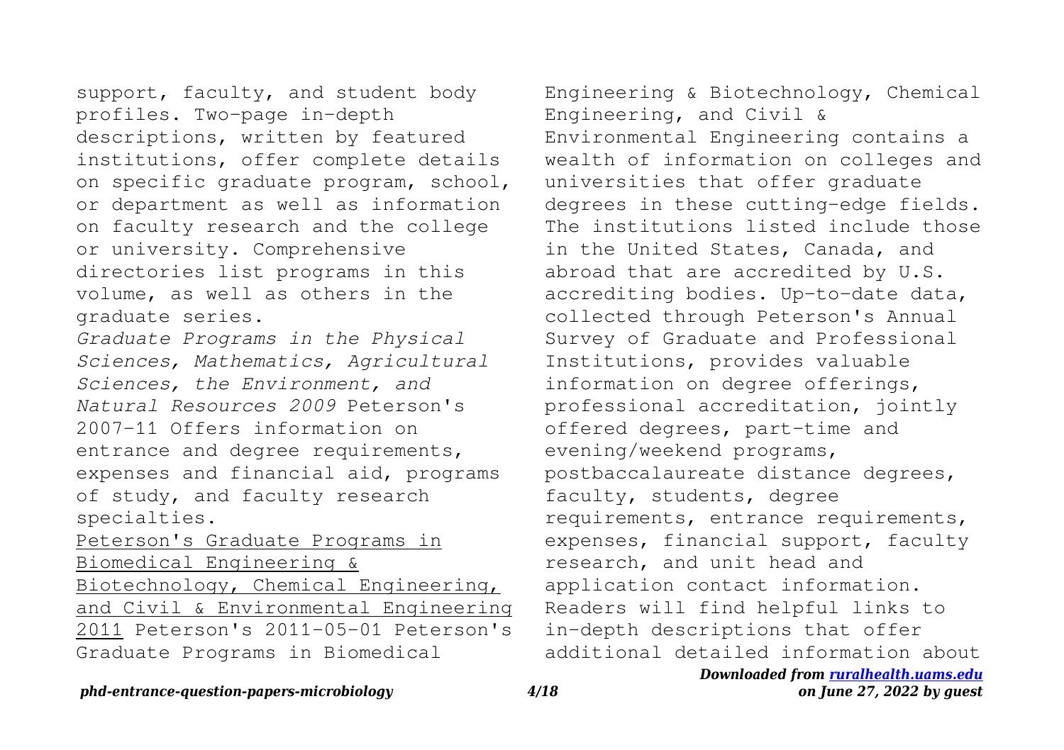support, faculty, and student body profiles. Two-page in-depth descriptions, written by featured institutions, offer complete details on specific graduate program, school, or department as well as information on faculty research and the college or university. Comprehensive directories list programs in this volume, as well as others in the graduate series.

*Graduate Programs in the Physical Sciences, Mathematics, Agricultural Sciences, the Environment, and Natural Resources 2009* Peterson's 2007-11 Offers information on entrance and degree requirements, expenses and financial aid, programs of study, and faculty research specialties.

Peterson's Graduate Programs in Biomedical Engineering & Biotechnology, Chemical Engineering, and Civil & Environmental Engineering 2011 Peterson's 2011-05-01 Peterson's Graduate Programs in Biomedical Engineering & Biotechnology, Chemical Engineering, and Civil & Environmental Engineering contains a wealth of information on colleges and universities that offer graduate degrees in these cutting-edge fields. The institutions listed include those in the United States, Canada, and abroad that are accredited by U.S. accrediting bodies. Up-to-date data, collected through Peterson's Annual Survey of Graduate and Professional Institutions, provides valuable information on degree offerings, professional accreditation, jointly offered degrees, part-time and evening/weekend programs, postbaccalaureate distance degrees, faculty, students, degree requirements, entrance requirements, expenses, financial support, faculty research, and unit head and application contact information. Readers will find helpful links to in-depth descriptions that offer additional detailed information about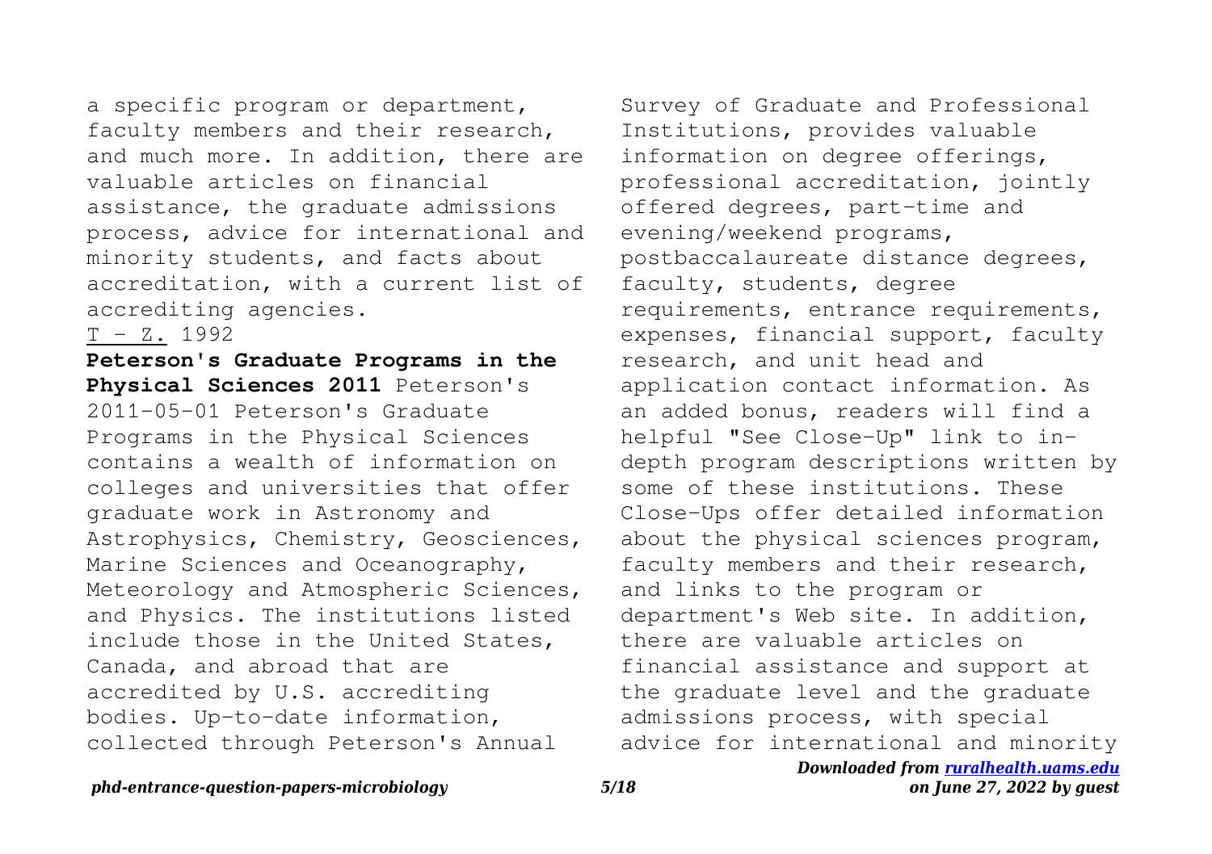a specific program or department, faculty members and their research, and much more. In addition, there are valuable articles on financial assistance, the graduate admissions process, advice for international and minority students, and facts about accreditation, with a current list of accrediting agencies.

T - Z. 1992

**Peterson's Graduate Programs in the Physical Sciences 2011** Peterson's 2011-05-01 Peterson's Graduate Programs in the Physical Sciences contains a wealth of information on colleges and universities that offer graduate work in Astronomy and Astrophysics, Chemistry, Geosciences, Marine Sciences and Oceanography, Meteorology and Atmospheric Sciences, and Physics. The institutions listed include those in the United States, Canada, and abroad that are accredited by U.S. accrediting bodies. Up-to-date information, collected through Peterson's Annual Survey of Graduate and Professional Institutions, provides valuable information on degree offerings, professional accreditation, jointly offered degrees, part-time and evening/weekend programs, postbaccalaureate distance degrees, faculty, students, degree requirements, entrance requirements, expenses, financial support, faculty research, and unit head and application contact information. As an added bonus, readers will find a helpful "See Close-Up" link to in-depth program descriptions written by some of these institutions. These Close-Ups offer detailed information about the physical sciences program, faculty members and their research, and links to the program or department's Web site. In addition, there are valuable articles on financial assistance and support at the graduate level and the graduate admissions process, with special advice for international and minority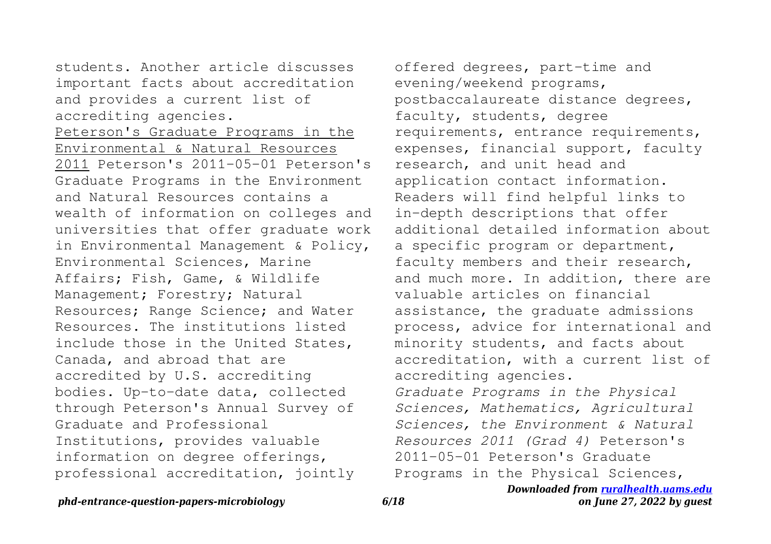students. Another article discusses important facts about accreditation and provides a current list of accrediting agencies.

Peterson's Graduate Programs in the Environmental & Natural Resources 2011 Peterson's 2011-05-01 Peterson's Graduate Programs in the Environment and Natural Resources contains a wealth of information on colleges and universities that offer graduate work in Environmental Management & Policy, Environmental Sciences, Marine Affairs; Fish, Game, & Wildlife Management; Forestry; Natural Resources; Range Science; and Water Resources. The institutions listed include those in the United States, Canada, and abroad that are accredited by U.S. accrediting bodies. Up-to-date data, collected through Peterson's Annual Survey of Graduate and Professional Institutions, provides valuable information on degree offerings, professional accreditation, jointly offered degrees, part-time and evening/weekend programs, postbaccalaureate distance degrees, faculty, students, degree requirements, entrance requirements, expenses, financial support, faculty research, and unit head and application contact information. Readers will find helpful links to in-depth descriptions that offer additional detailed information about a specific program or department, faculty members and their research, and much more. In addition, there are valuable articles on financial assistance, the graduate admissions process, advice for international and minority students, and facts about accreditation, with a current list of accrediting agencies.

*Graduate Programs in the Physical Sciences, Mathematics, Agricultural Sciences, the Environment & Natural Resources 2011 (Grad 4)* Peterson's 2011-05-01 Peterson's Graduate Programs in the Physical Sciences,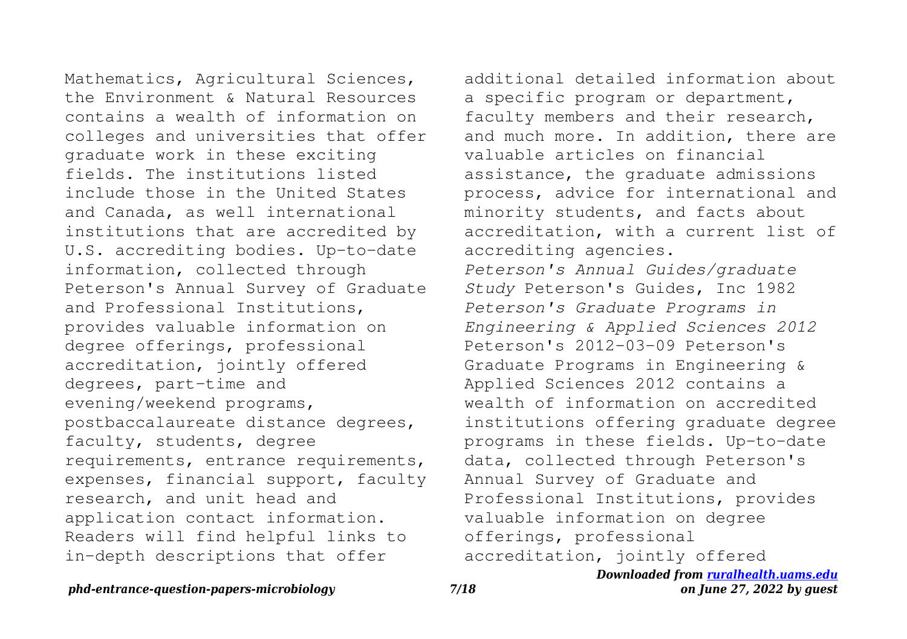Mathematics, Agricultural Sciences, the Environment & Natural Resources contains a wealth of information on colleges and universities that offer graduate work in these exciting fields. The institutions listed include those in the United States and Canada, as well international institutions that are accredited by U.S. accrediting bodies. Up-to-date information, collected through Peterson's Annual Survey of Graduate and Professional Institutions, provides valuable information on degree offerings, professional accreditation, jointly offered degrees, part-time and evening/weekend programs, postbaccalaureate distance degrees, faculty, students, degree requirements, entrance requirements, expenses, financial support, faculty research, and unit head and application contact information. Readers will find helpful links to in-depth descriptions that offer additional detailed information about a specific program or department, faculty members and their research, and much more. In addition, there are valuable articles on financial assistance, the graduate admissions process, advice for international and minority students, and facts about accreditation, with a current list of accrediting agencies.

*Peterson's Annual Guides/graduate Study* Peterson's Guides, Inc 1982

*Peterson's Graduate Programs in Engineering & Applied Sciences 2012* Peterson's 2012-03-09 Peterson's Graduate Programs in Engineering & Applied Sciences 2012 contains a wealth of information on accredited institutions offering graduate degree programs in these fields. Up-to-date data, collected through Peterson's Annual Survey of Graduate and Professional Institutions, provides valuable information on degree offerings, professional accreditation, jointly offered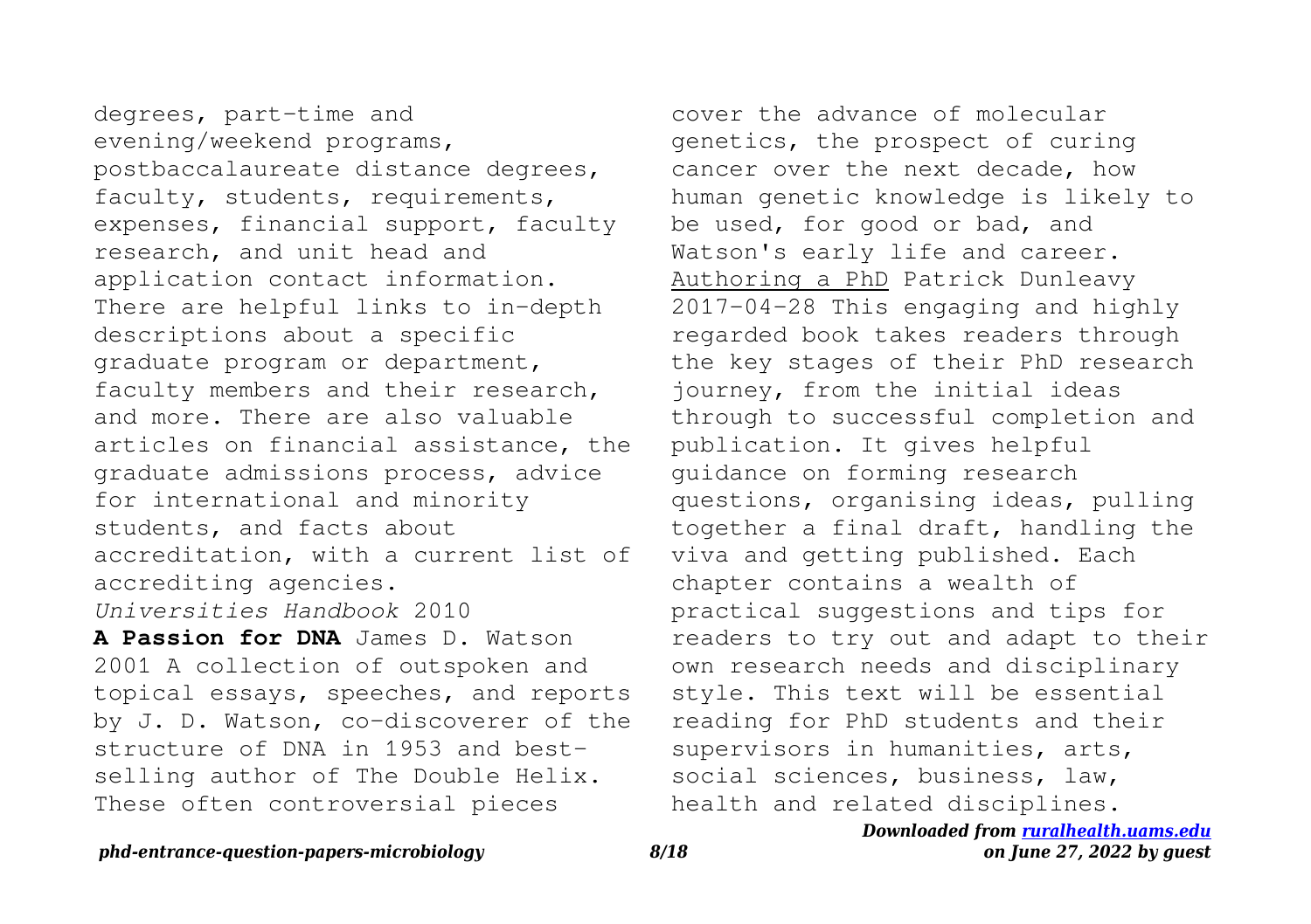degrees, part-time and evening/weekend programs, postbaccalaureate distance degrees, faculty, students, requirements, expenses, financial support, faculty research, and unit head and application contact information. There are helpful links to in-depth descriptions about a specific graduate program or department, faculty members and their research, and more. There are also valuable articles on financial assistance, the graduate admissions process, advice for international and minority students, and facts about accreditation, with a current list of accrediting agencies.

*Universities Handbook* 2010

**A Passion for DNA** James D. Watson 2001 A collection of outspoken and topical essays, speeches, and reports by J. D. Watson, co-discoverer of the structure of DNA in 1953 and best-selling author of The Double Helix. These often controversial pieces cover the advance of molecular genetics, the prospect of curing cancer over the next decade, how human genetic knowledge is likely to be used, for good or bad, and Watson's early life and career.

Authoring a PhD Patrick Dunleavy 2017-04-28 This engaging and highly regarded book takes readers through the key stages of their PhD research journey, from the initial ideas through to successful completion and publication. It gives helpful guidance on forming research questions, organising ideas, pulling together a final draft, handling the viva and getting published. Each chapter contains a wealth of practical suggestions and tips for readers to try out and adapt to their own research needs and disciplinary style. This text will be essential reading for PhD students and their supervisors in humanities, arts, social sciences, business, law, health and related disciplines.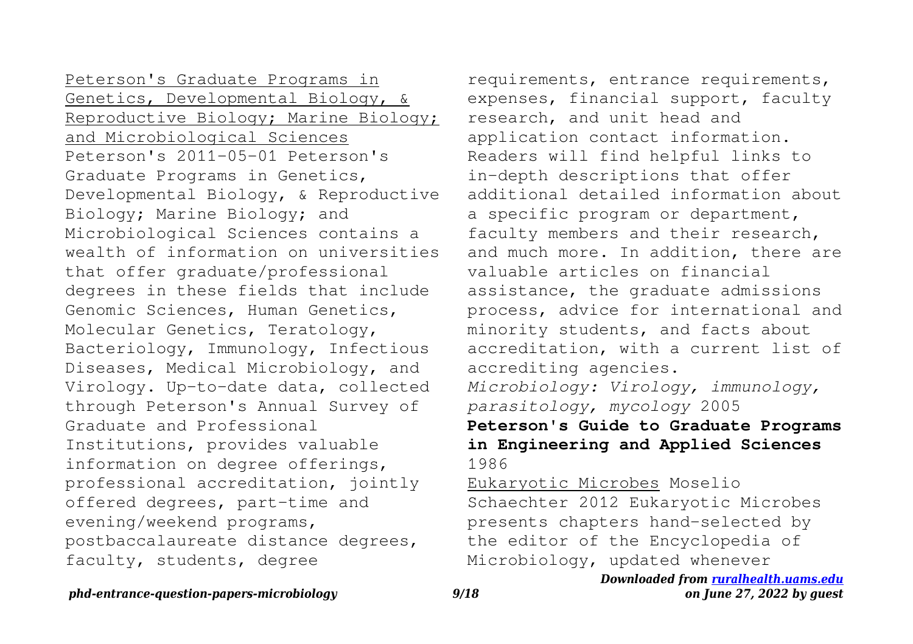Peterson's Graduate Programs in Genetics, Developmental Biology, & Reproductive Biology; Marine Biology; and Microbiological Sciences Peterson's 2011-05-01 Peterson's Graduate Programs in Genetics, Developmental Biology, & Reproductive Biology; Marine Biology; and Microbiological Sciences contains a wealth of information on universities that offer graduate/professional degrees in these fields that include Genomic Sciences, Human Genetics, Molecular Genetics, Teratology, Bacteriology, Immunology, Infectious Diseases, Medical Microbiology, and Virology. Up-to-date data, collected through Peterson's Annual Survey of Graduate and Professional Institutions, provides valuable information on degree offerings, professional accreditation, jointly offered degrees, part-time and evening/weekend programs, postbaccalaureate distance degrees, faculty, students, degree requirements, entrance requirements, expenses, financial support, faculty research, and unit head and application contact information. Readers will find helpful links to in-depth descriptions that offer additional detailed information about a specific program or department, faculty members and their research, and much more. In addition, there are valuable articles on financial assistance, the graduate admissions process, advice for international and minority students, and facts about accreditation, with a current list of accrediting agencies.

*Microbiology: Virology, immunology, parasitology, mycology* 2005

**Peterson's Guide to Graduate Programs in Engineering and Applied Sciences** 1986

Eukaryotic Microbes Moselio Schaechter 2012 Eukaryotic Microbes presents chapters hand-selected by the editor of the Encyclopedia of Microbiology, updated whenever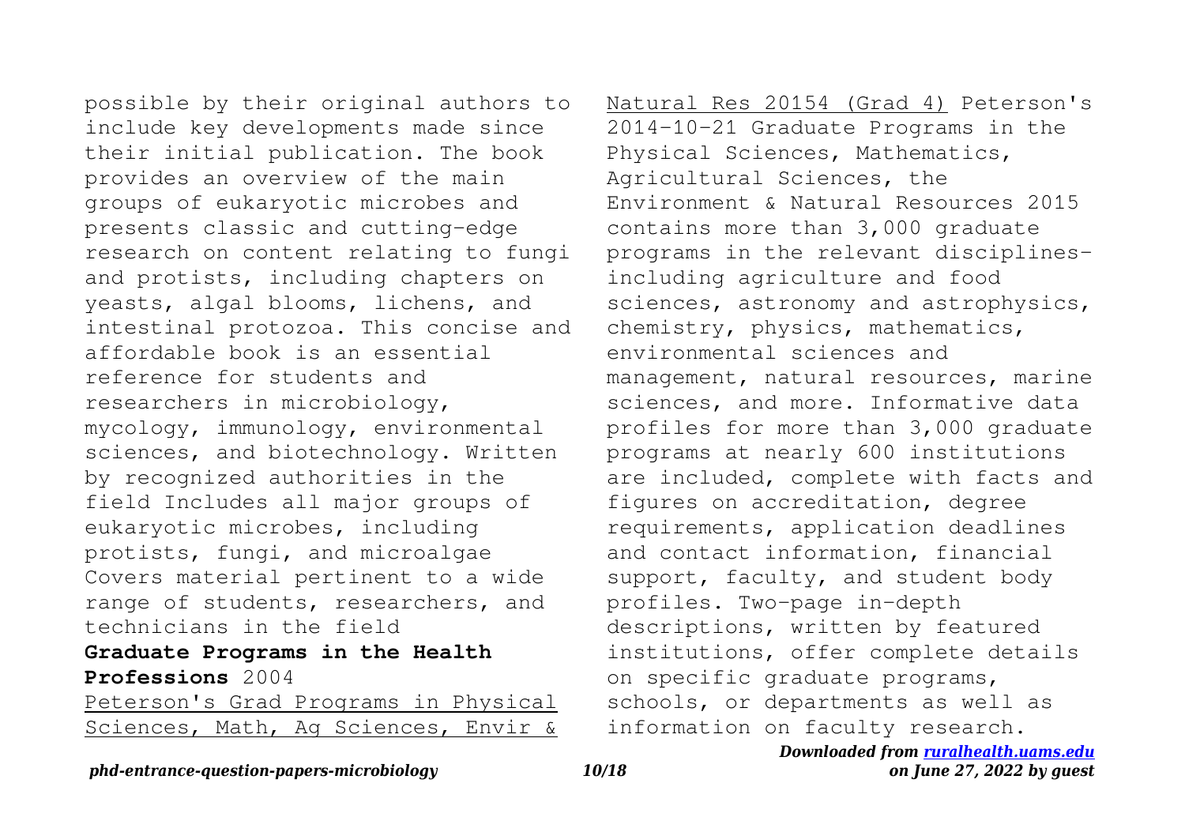possible by their original authors to include key developments made since their initial publication. The book provides an overview of the main groups of eukaryotic microbes and presents classic and cutting-edge research on content relating to fungi and protists, including chapters on yeasts, algal blooms, lichens, and intestinal protozoa. This concise and affordable book is an essential reference for students and researchers in microbiology, mycology, immunology, environmental sciences, and biotechnology. Written by recognized authorities in the field Includes all major groups of eukaryotic microbes, including protists, fungi, and microalgae Covers material pertinent to a wide range of students, researchers, and technicians in the field

**Graduate Programs in the Health Professions** 2004

Peterson's Grad Programs in Physical Sciences, Math, Ag Sciences, Envir & Natural Res 20154 (Grad 4) Peterson's 2014-10-21 Graduate Programs in the Physical Sciences, Mathematics, Agricultural Sciences, the Environment & Natural Resources 2015 contains more than 3,000 graduate programs in the relevant disciplines-including agriculture and food sciences, astronomy and astrophysics, chemistry, physics, mathematics, environmental sciences and management, natural resources, marine sciences, and more. Informative data profiles for more than 3,000 graduate programs at nearly 600 institutions are included, complete with facts and figures on accreditation, degree requirements, application deadlines and contact information, financial support, faculty, and student body profiles. Two-page in-depth descriptions, written by featured institutions, offer complete details on specific graduate programs, schools, or departments as well as information on faculty research.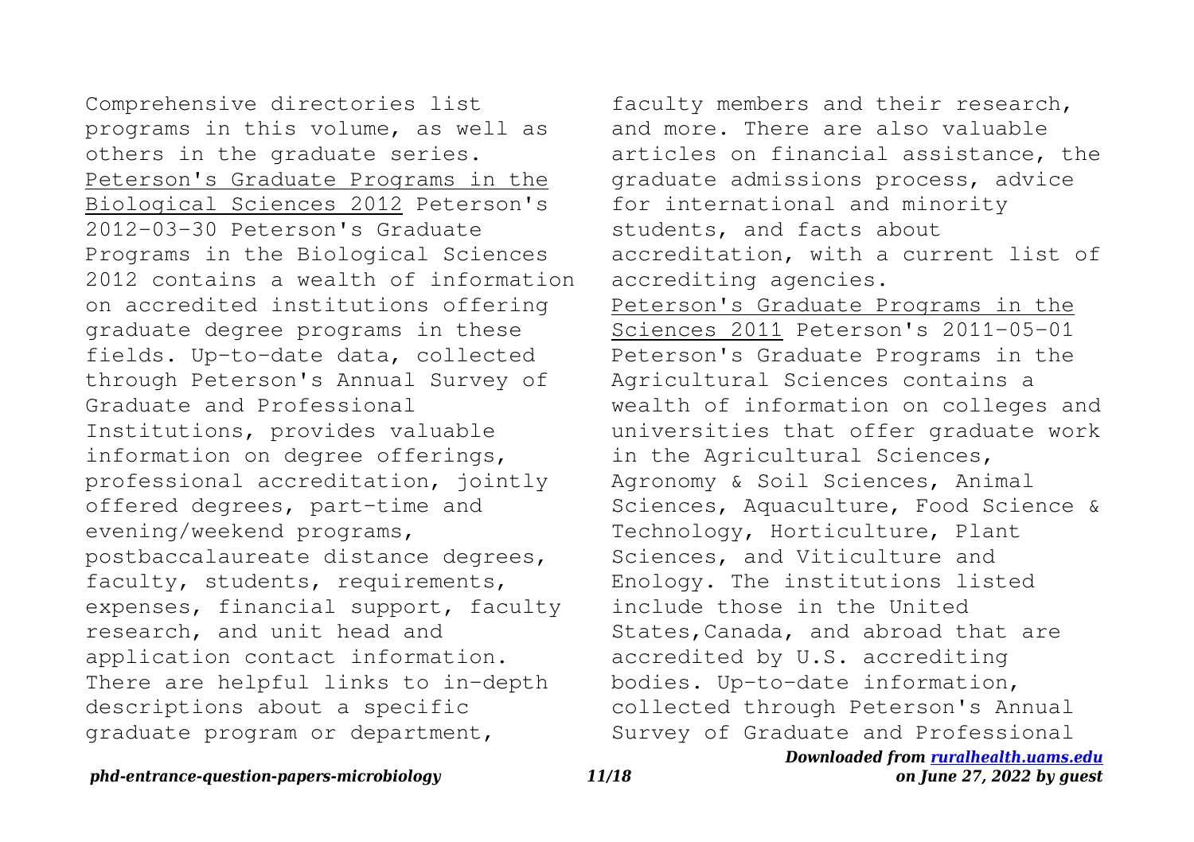Comprehensive directories list programs in this volume, as well as others in the graduate series.

Peterson's Graduate Programs in the Biological Sciences 2012 Peterson's 2012-03-30 Peterson's Graduate Programs in the Biological Sciences 2012 contains a wealth of information on accredited institutions offering graduate degree programs in these fields. Up-to-date data, collected through Peterson's Annual Survey of Graduate and Professional Institutions, provides valuable information on degree offerings, professional accreditation, jointly offered degrees, part-time and evening/weekend programs, postbaccalaureate distance degrees, faculty, students, requirements, expenses, financial support, faculty research, and unit head and application contact information. There are helpful links to in-depth descriptions about a specific graduate program or department, faculty members and their research, and more. There are also valuable articles on financial assistance, the graduate admissions process, advice for international and minority students, and facts about accreditation, with a current list of accrediting agencies.

Peterson's Graduate Programs in the Sciences 2011 Peterson's 2011-05-01 Peterson's Graduate Programs in the Agricultural Sciences contains a wealth of information on colleges and universities that offer graduate work in the Agricultural Sciences, Agronomy & Soil Sciences, Animal Sciences, Aquaculture, Food Science & Technology, Horticulture, Plant Sciences, and Viticulture and Enology. The institutions listed include those in the United States,Canada, and abroad that are accredited by U.S. accrediting bodies. Up-to-date information, collected through Peterson's Annual Survey of Graduate and Professional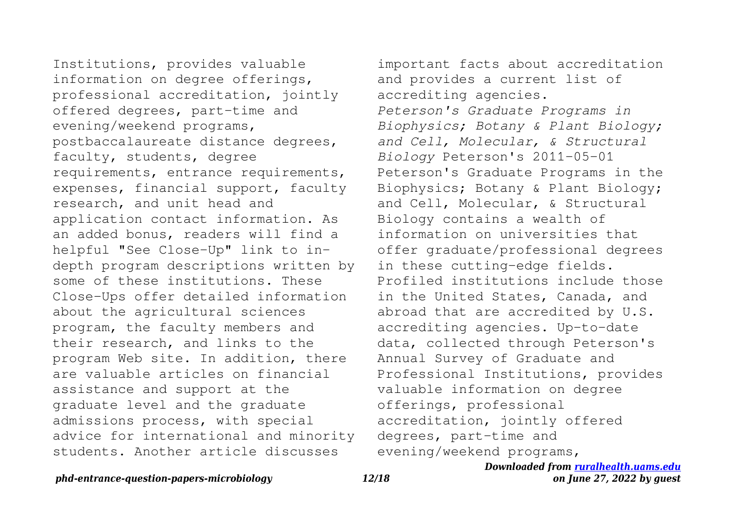Institutions, provides valuable information on degree offerings, professional accreditation, jointly offered degrees, part-time and evening/weekend programs, postbaccalaureate distance degrees, faculty, students, degree requirements, entrance requirements, expenses, financial support, faculty research, and unit head and application contact information. As an added bonus, readers will find a helpful "See Close-Up" link to in-depth program descriptions written by some of these institutions. These Close-Ups offer detailed information about the agricultural sciences program, the faculty members and their research, and links to the program Web site. In addition, there are valuable articles on financial assistance and support at the graduate level and the graduate admissions process, with special advice for international and minority students. Another article discusses important facts about accreditation and provides a current list of accrediting agencies.

*Peterson's Graduate Programs in Biophysics; Botany & Plant Biology; and Cell, Molecular, & Structural Biology* Peterson's 2011-05-01 Peterson's Graduate Programs in the Biophysics; Botany & Plant Biology; and Cell, Molecular, & Structural Biology contains a wealth of information on universities that offer graduate/professional degrees in these cutting-edge fields. Profiled institutions include those in the United States, Canada, and abroad that are accredited by U.S. accrediting agencies. Up-to-date data, collected through Peterson's Annual Survey of Graduate and Professional Institutions, provides valuable information on degree offerings, professional accreditation, jointly offered degrees, part-time and evening/weekend programs,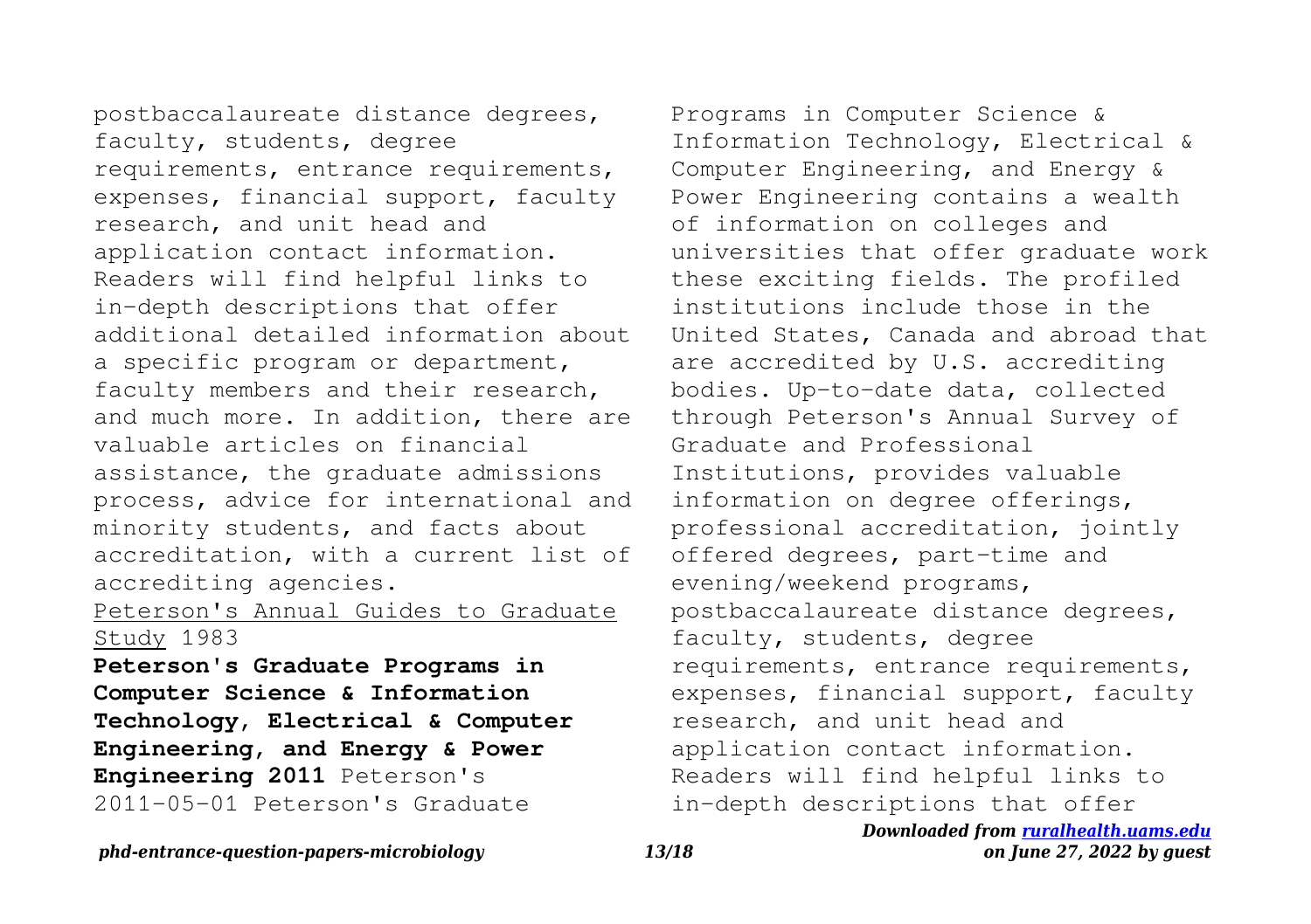postbaccalaureate distance degrees, faculty, students, degree requirements, entrance requirements, expenses, financial support, faculty research, and unit head and application contact information. Readers will find helpful links to in-depth descriptions that offer additional detailed information about a specific program or department, faculty members and their research, and much more. In addition, there are valuable articles on financial assistance, the graduate admissions process, advice for international and minority students, and facts about accreditation, with a current list of accrediting agencies.

Peterson's Annual Guides to Graduate Study 1983

**Peterson's Graduate Programs in Computer Science & Information Technology, Electrical & Computer Engineering, and Energy & Power Engineering 2011** Peterson's 2011-05-01 Peterson's Graduate Programs in Computer Science & Information Technology, Electrical & Computer Engineering, and Energy & Power Engineering contains a wealth of information on colleges and universities that offer graduate work these exciting fields. The profiled institutions include those in the United States, Canada and abroad that are accredited by U.S. accrediting bodies. Up-to-date data, collected through Peterson's Annual Survey of Graduate and Professional Institutions, provides valuable information on degree offerings, professional accreditation, jointly offered degrees, part-time and evening/weekend programs, postbaccalaureate distance degrees, faculty, students, degree requirements, entrance requirements, expenses, financial support, faculty research, and unit head and application contact information. Readers will find helpful links to in-depth descriptions that offer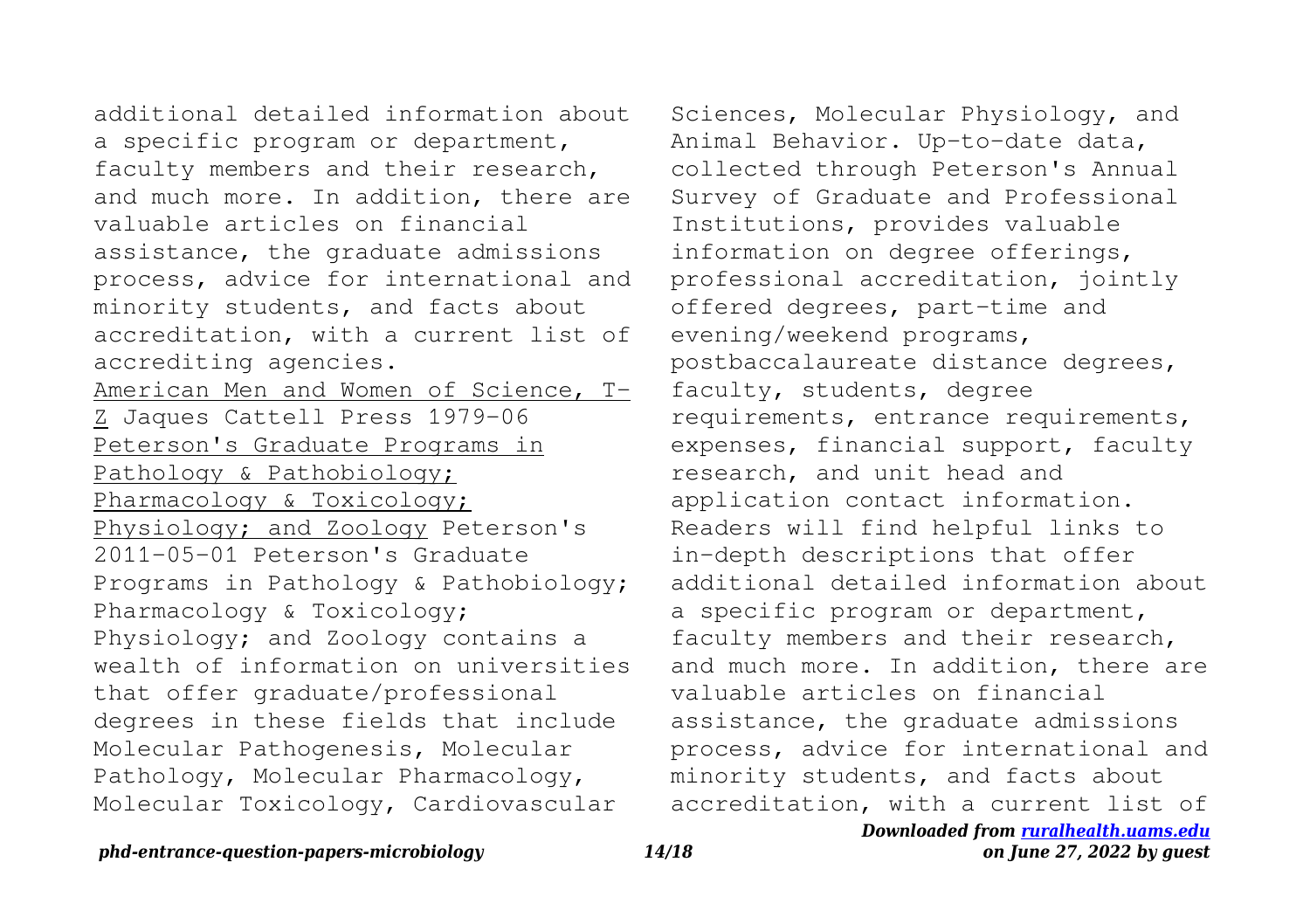additional detailed information about a specific program or department, faculty members and their research, and much more. In addition, there are valuable articles on financial assistance, the graduate admissions process, advice for international and minority students, and facts about accreditation, with a current list of accrediting agencies.

American Men and Women of Science, T-Z Jaques Cattell Press 1979-06

Peterson's Graduate Programs in Pathology & Pathobiology; Pharmacology & Toxicology; Physiology; and Zoology Peterson's 2011-05-01 Peterson's Graduate Programs in Pathology & Pathobiology; Pharmacology & Toxicology; Physiology; and Zoology contains a wealth of information on universities that offer graduate/professional degrees in these fields that include Molecular Pathogenesis, Molecular Pathology, Molecular Pharmacology, Molecular Toxicology, Cardiovascular Sciences, Molecular Physiology, and Animal Behavior. Up-to-date data, collected through Peterson's Annual Survey of Graduate and Professional Institutions, provides valuable information on degree offerings, professional accreditation, jointly offered degrees, part-time and evening/weekend programs, postbaccalaureate distance degrees, faculty, students, degree requirements, entrance requirements, expenses, financial support, faculty research, and unit head and application contact information. Readers will find helpful links to in-depth descriptions that offer additional detailed information about a specific program or department, faculty members and their research, and much more. In addition, there are valuable articles on financial assistance, the graduate admissions process, advice for international and minority students, and facts about accreditation, with a current list of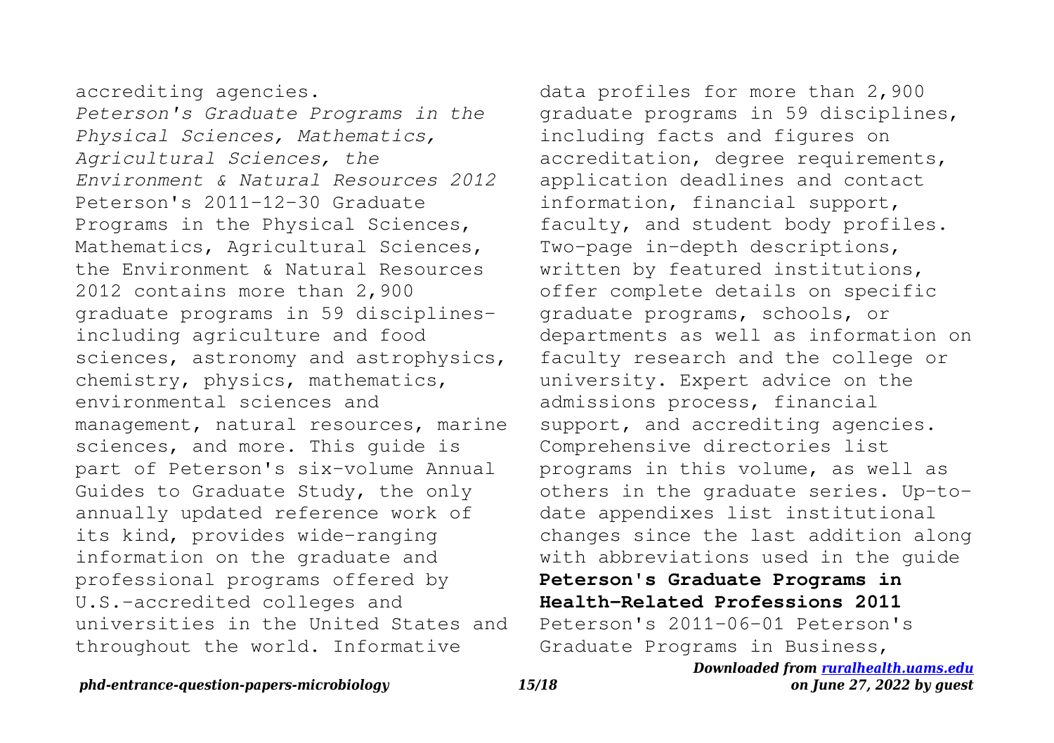accrediting agencies.

*Peterson's Graduate Programs in the Physical Sciences, Mathematics, Agricultural Sciences, the Environment & Natural Resources 2012* Peterson's 2011-12-30 Graduate Programs in the Physical Sciences, Mathematics, Agricultural Sciences, the Environment & Natural Resources 2012 contains more than 2,900 graduate programs in 59 disciplines-including agriculture and food sciences, astronomy and astrophysics, chemistry, physics, mathematics, environmental sciences and management, natural resources, marine sciences, and more. This guide is part of Peterson's six-volume Annual Guides to Graduate Study, the only annually updated reference work of its kind, provides wide-ranging information on the graduate and professional programs offered by U.S.-accredited colleges and universities in the United States and throughout the world. Informative data profiles for more than 2,900 graduate programs in 59 disciplines, including facts and figures on accreditation, degree requirements, application deadlines and contact information, financial support, faculty, and student body profiles. Two-page in-depth descriptions, written by featured institutions, offer complete details on specific graduate programs, schools, or departments as well as information on faculty research and the college or university. Expert advice on the admissions process, financial support, and accrediting agencies. Comprehensive directories list programs in this volume, as well as others in the graduate series. Up-to-date appendixes list institutional changes since the last addition along with abbreviations used in the guide

**Peterson's Graduate Programs in Health-Related Professions 2011** Peterson's 2011-06-01 Peterson's Graduate Programs in Business,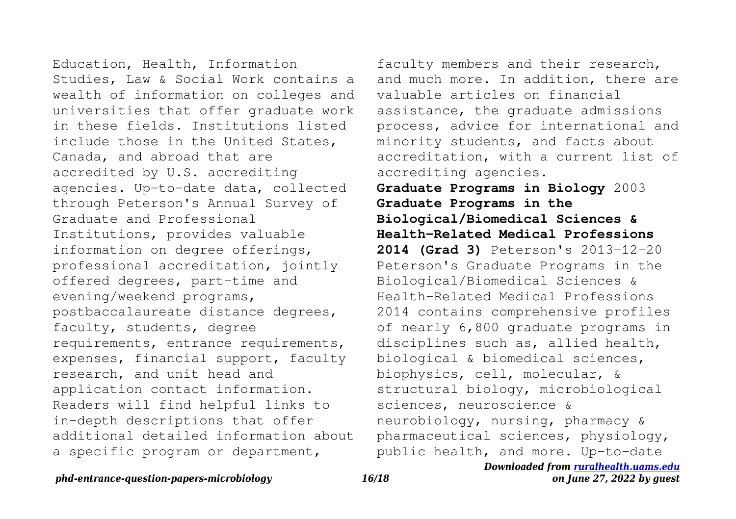Education, Health, Information Studies, Law & Social Work contains a wealth of information on colleges and universities that offer graduate work in these fields. Institutions listed include those in the United States, Canada, and abroad that are accredited by U.S. accrediting agencies. Up-to-date data, collected through Peterson's Annual Survey of Graduate and Professional Institutions, provides valuable information on degree offerings, professional accreditation, jointly offered degrees, part-time and evening/weekend programs, postbaccalaureate distance degrees, faculty, students, degree requirements, entrance requirements, expenses, financial support, faculty research, and unit head and application contact information. Readers will find helpful links to in-depth descriptions that offer additional detailed information about a specific program or department, faculty members and their research, and much more. In addition, there are valuable articles on financial assistance, the graduate admissions process, advice for international and minority students, and facts about accreditation, with a current list of accrediting agencies.

**Graduate Programs in Biology** 2003

**Graduate Programs in the Biological/Biomedical Sciences & Health-Related Medical Professions 2014 (Grad 3)** Peterson's 2013-12-20 Peterson's Graduate Programs in the Biological/Biomedical Sciences & Health-Related Medical Professions 2014 contains comprehensive profiles of nearly 6,800 graduate programs in disciplines such as, allied health, biological & biomedical sciences, biophysics, cell, molecular, & structural biology, microbiological sciences, neuroscience & neurobiology, nursing, pharmacy & pharmaceutical sciences, physiology, public health, and more. Up-to-date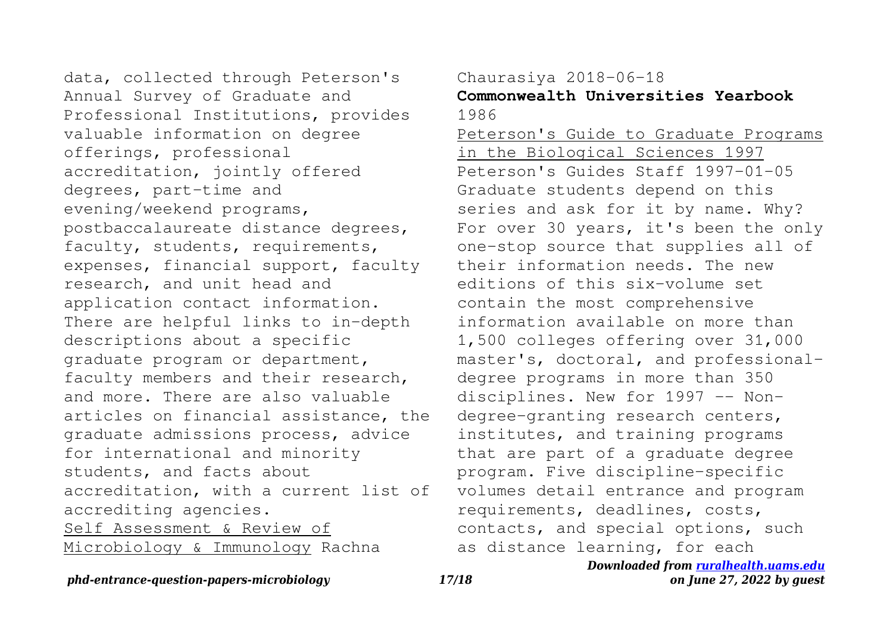data, collected through Peterson's Annual Survey of Graduate and Professional Institutions, provides valuable information on degree offerings, professional accreditation, jointly offered degrees, part-time and evening/weekend programs, postbaccalaureate distance degrees, faculty, students, requirements, expenses, financial support, faculty research, and unit head and application contact information. There are helpful links to in-depth descriptions about a specific graduate program or department, faculty members and their research, and more. There are also valuable articles on financial assistance, the graduate admissions process, advice for international and minority students, and facts about accreditation, with a current list of accrediting agencies.

Self Assessment & Review of Microbiology & Immunology Rachna Chaurasiya 2018-06-18

**Commonwealth Universities Yearbook** 1986

Peterson's Guide to Graduate Programs in the Biological Sciences 1997 Peterson's Guides Staff 1997-01-05 Graduate students depend on this series and ask for it by name. Why? For over 30 years, it's been the only one-stop source that supplies all of their information needs. The new editions of this six-volume set contain the most comprehensive information available on more than 1,500 colleges offering over 31,000 master's, doctoral, and professional-degree programs in more than 350 disciplines. New for 1997 -- Non-degree-granting research centers, institutes, and training programs that are part of a graduate degree program. Five discipline-specific volumes detail entrance and program requirements, deadlines, costs, contacts, and special options, such as distance learning, for each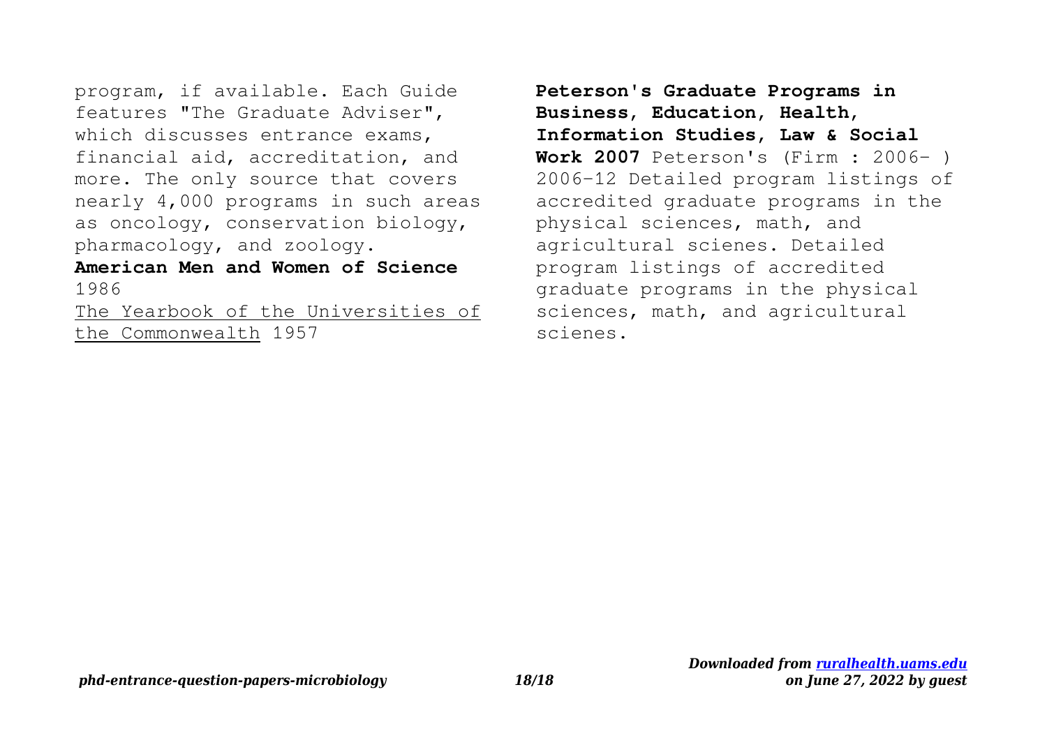program, if available. Each Guide features "The Graduate Adviser", which discusses entrance exams, financial aid, accreditation, and more. The only source that covers nearly 4,000 programs in such areas as oncology, conservation biology, pharmacology, and zoology.

**American Men and Women of Science** 1986

The Yearbook of the Universities of the Commonwealth 1957

**Peterson's Graduate Programs in Business, Education, Health, Information Studies, Law & Social Work 2007** Peterson's (Firm : 2006- ) 2006-12 Detailed program listings of accredited graduate programs in the physical sciences, math, and agricultural scienes. Detailed program listings of accredited graduate programs in the physical sciences, math, and agricultural scienes.